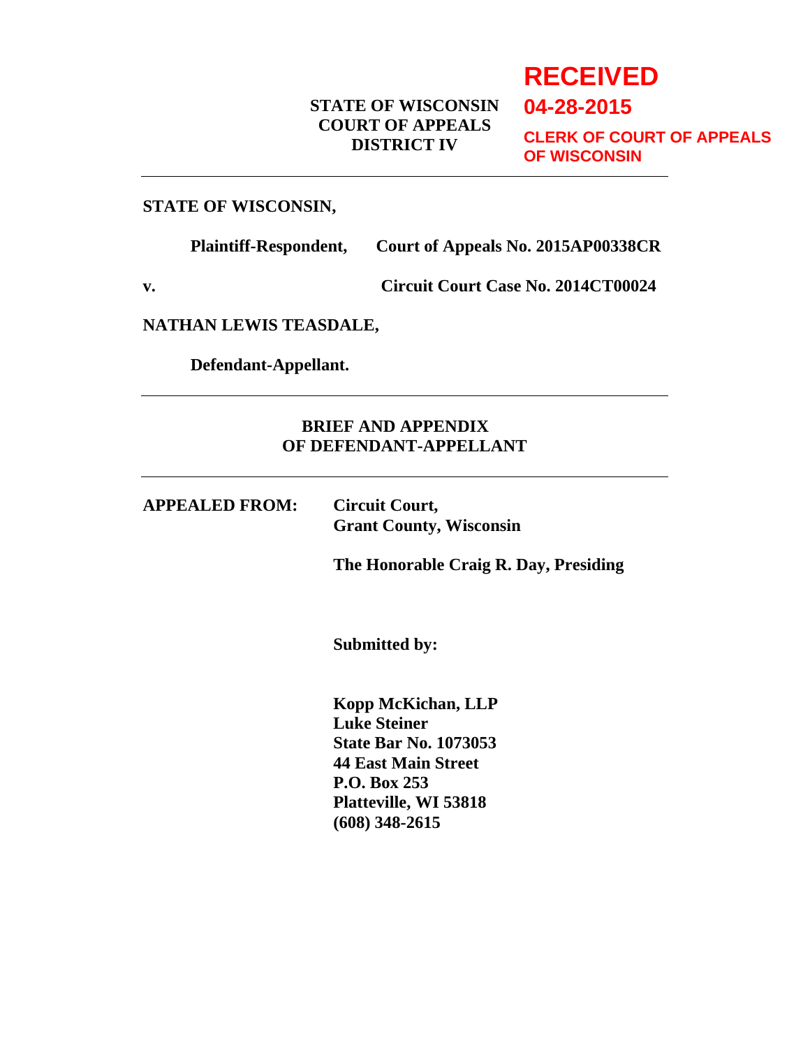**RECEIVED**

**04-28-2015**

**CLERK OF COURT OF APPEALS OF WISCONSIN**

**STATE OF WISCONSIN**
**COURT OF APPEALS**
**DISTRICT IV**

---

**STATE OF WISCONSIN,**

**Plaintiff-Respondent,** **Court of Appeals No. 2015AP00338CR**

**v.** **Circuit Court Case No. 2014CT00024**

**NATHAN LEWIS TEASDALE,**

**Defendant-Appellant.**

---

**BRIEF AND APPENDIX**
**OF DEFENDANT-APPELLANT**

---

**APPEALED FROM:** **Circuit Court,**
**Grant County, Wisconsin**

**The Honorable Craig R. Day, Presiding**

**Submitted by:**

**Kopp McKichan, LLP**
**Luke Steiner**
**State Bar No. 1073053**
**44 East Main Street**
**P.O. Box 253**
**Platteville, WI 53818**
**(608) 348-2615**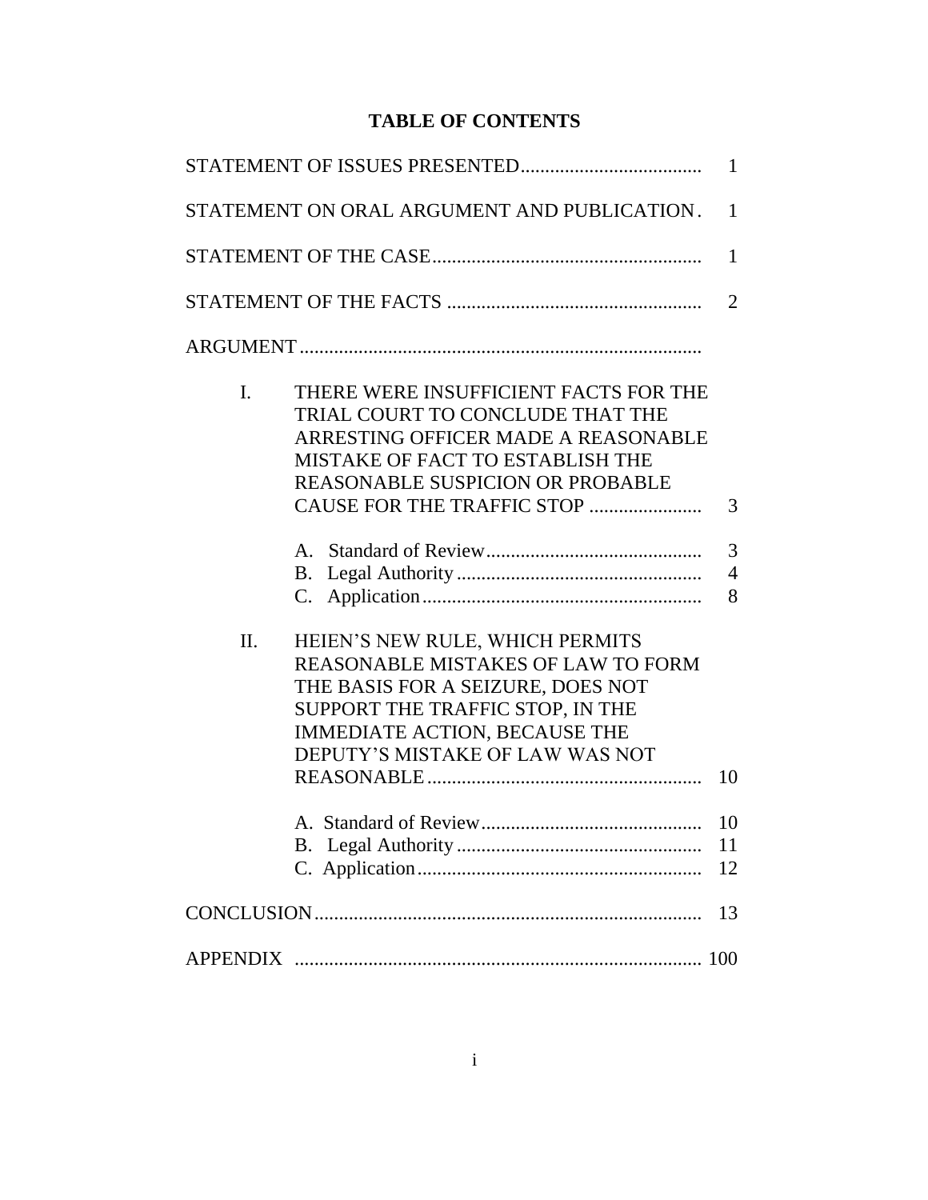# TABLE OF CONTENTS

| | |
|---|---|
| STATEMENT OF ISSUES PRESENTED | 1 |
| STATEMENT ON ORAL ARGUMENT AND PUBLICATION | 1 |
| STATEMENT OF THE CASE | 1 |
| STATEMENT OF THE FACTS | 2 |
| ARGUMENT | |
| I. THERE WERE INSUFFICIENT FACTS FOR THE TRIAL COURT TO CONCLUDE THAT THE ARRESTING OFFICER MADE A REASONABLE MISTAKE OF FACT TO ESTABLISH THE REASONABLE SUSPICION OR PROBABLE CAUSE FOR THE TRAFFIC STOP | 3 |
| A. Standard of Review | 3 |
| B. Legal Authority | 4 |
| C. Application | 8 |
| II. HEIEN'S NEW RULE, WHICH PERMITS REASONABLE MISTAKES OF LAW TO FORM THE BASIS FOR A SEIZURE, DOES NOT SUPPORT THE TRAFFIC STOP, IN THE IMMEDIATE ACTION, BECAUSE THE DEPUTY'S MISTAKE OF LAW WAS NOT REASONABLE | 10 |
| A. Standard of Review | 10 |
| B. Legal Authority | 11 |
| C. Application | 12 |
| CONCLUSION | 13 |
| APPENDIX | 100 |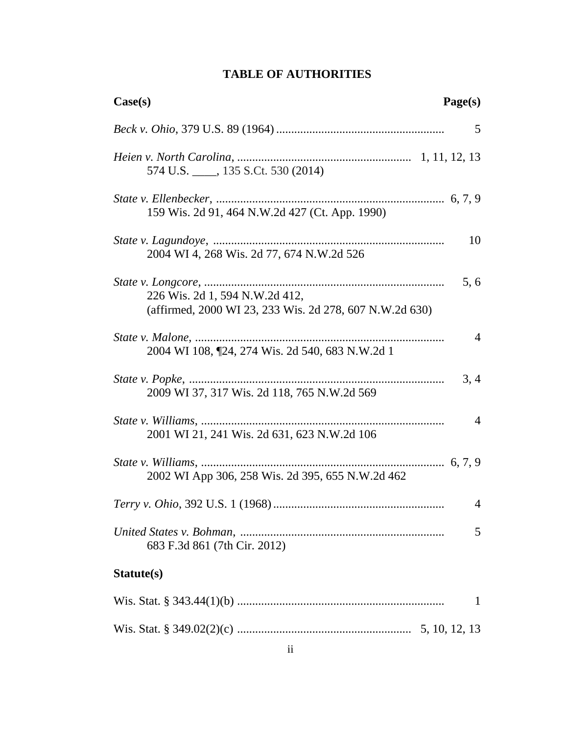# TABLE OF AUTHORITIES

| Case(s) | Page(s) |
|---|---|
| *Beck v. Ohio*, 379 U.S. 89 (1964) | 5 |
| *Heien v. North Carolina*, 574 U.S. ____, 135 S.Ct. 530 (2014) | 1, 11, 12, 13 |
| *State v. Ellenbecker*, 159 Wis. 2d 91, 464 N.W.2d 427 (Ct. App. 1990) | 6, 7, 9 |
| *State v. Lagundoye*, 2004 WI 4, 268 Wis. 2d 77, 674 N.W.2d 526 | 10 |
| *State v. Longcore*, 226 Wis. 2d 1, 594 N.W.2d 412, (affirmed, 2000 WI 23, 233 Wis. 2d 278, 607 N.W.2d 630) | 5, 6 |
| *State v. Malone*, 2004 WI 108, ¶24, 274 Wis. 2d 540, 683 N.W.2d 1 | 4 |
| *State v. Popke*, 2009 WI 37, 317 Wis. 2d 118, 765 N.W.2d 569 | 3, 4 |
| *State v. Williams*, 2001 WI 21, 241 Wis. 2d 631, 623 N.W.2d 106 | 4 |
| *State v. Williams*, 2002 WI App 306, 258 Wis. 2d 395, 655 N.W.2d 462 | 6, 7, 9 |
| *Terry v. Ohio*, 392 U.S. 1 (1968) | 4 |
| *United States v. Bohman*, 683 F.3d 861 (7th Cir. 2012) | 5 |

| Statute(s) | |
|---|---|
| Wis. Stat. § 343.44(1)(b) | 1 |
| Wis. Stat. § 349.02(2)(c) | 5, 10, 12, 13 |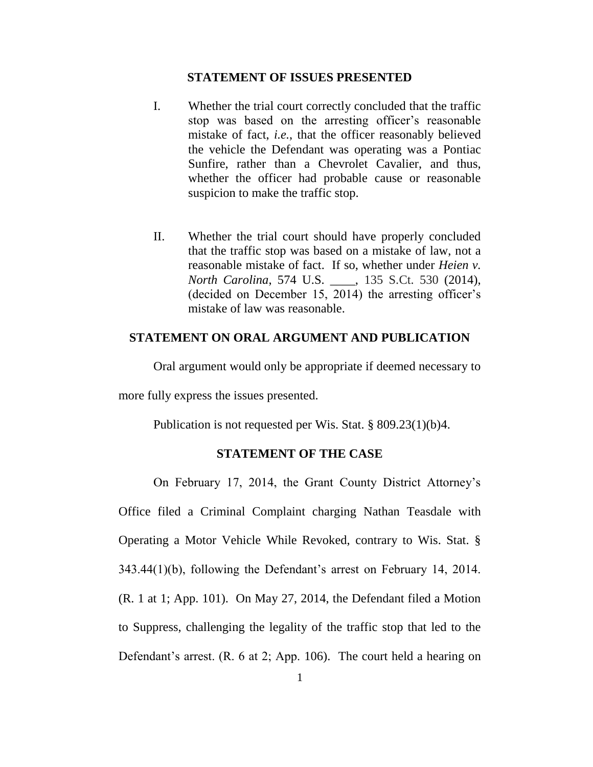## STATEMENT OF ISSUES PRESENTED

I. Whether the trial court correctly concluded that the traffic stop was based on the arresting officer's reasonable mistake of fact, *i.e.*, that the officer reasonably believed the vehicle the Defendant was operating was a Pontiac Sunfire, rather than a Chevrolet Cavalier, and thus, whether the officer had probable cause or reasonable suspicion to make the traffic stop.

II. Whether the trial court should have properly concluded that the traffic stop was based on a mistake of law, not a reasonable mistake of fact. If so, whether under *Heien v. North Carolina*, 574 U.S. ____, 135 S.Ct. 530 (2014), (decided on December 15, 2014) the arresting officer's mistake of law was reasonable.

## STATEMENT ON ORAL ARGUMENT AND PUBLICATION

Oral argument would only be appropriate if deemed necessary to more fully express the issues presented.

Publication is not requested per Wis. Stat. § 809.23(1)(b)4.

## STATEMENT OF THE CASE

On February 17, 2014, the Grant County District Attorney's Office filed a Criminal Complaint charging Nathan Teasdale with Operating a Motor Vehicle While Revoked, contrary to Wis. Stat. § 343.44(1)(b), following the Defendant's arrest on February 14, 2014. (R. 1 at 1; App. 101). On May 27, 2014, the Defendant filed a Motion to Suppress, challenging the legality of the traffic stop that led to the Defendant's arrest. (R. 6 at 2; App. 106). The court held a hearing on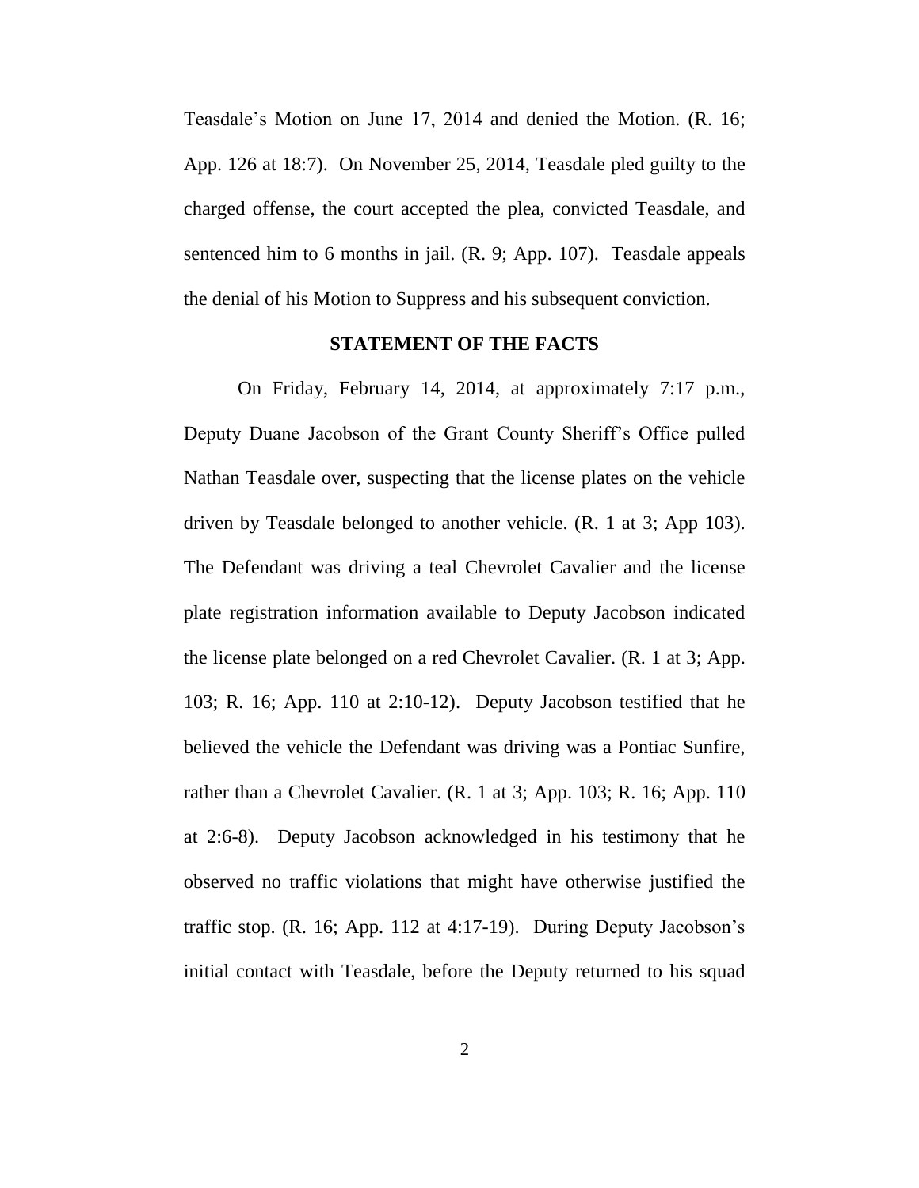Teasdale's Motion on June 17, 2014 and denied the Motion. (R. 16; App. 126 at 18:7). On November 25, 2014, Teasdale pled guilty to the charged offense, the court accepted the plea, convicted Teasdale, and sentenced him to 6 months in jail. (R. 9; App. 107). Teasdale appeals the denial of his Motion to Suppress and his subsequent conviction.

## STATEMENT OF THE FACTS

On Friday, February 14, 2014, at approximately 7:17 p.m., Deputy Duane Jacobson of the Grant County Sheriff's Office pulled Nathan Teasdale over, suspecting that the license plates on the vehicle driven by Teasdale belonged to another vehicle. (R. 1 at 3; App 103). The Defendant was driving a teal Chevrolet Cavalier and the license plate registration information available to Deputy Jacobson indicated the license plate belonged on a red Chevrolet Cavalier. (R. 1 at 3; App. 103; R. 16; App. 110 at 2:10-12). Deputy Jacobson testified that he believed the vehicle the Defendant was driving was a Pontiac Sunfire, rather than a Chevrolet Cavalier. (R. 1 at 3; App. 103; R. 16; App. 110 at 2:6-8). Deputy Jacobson acknowledged in his testimony that he observed no traffic violations that might have otherwise justified the traffic stop. (R. 16; App. 112 at 4:17-19). During Deputy Jacobson's initial contact with Teasdale, before the Deputy returned to his squad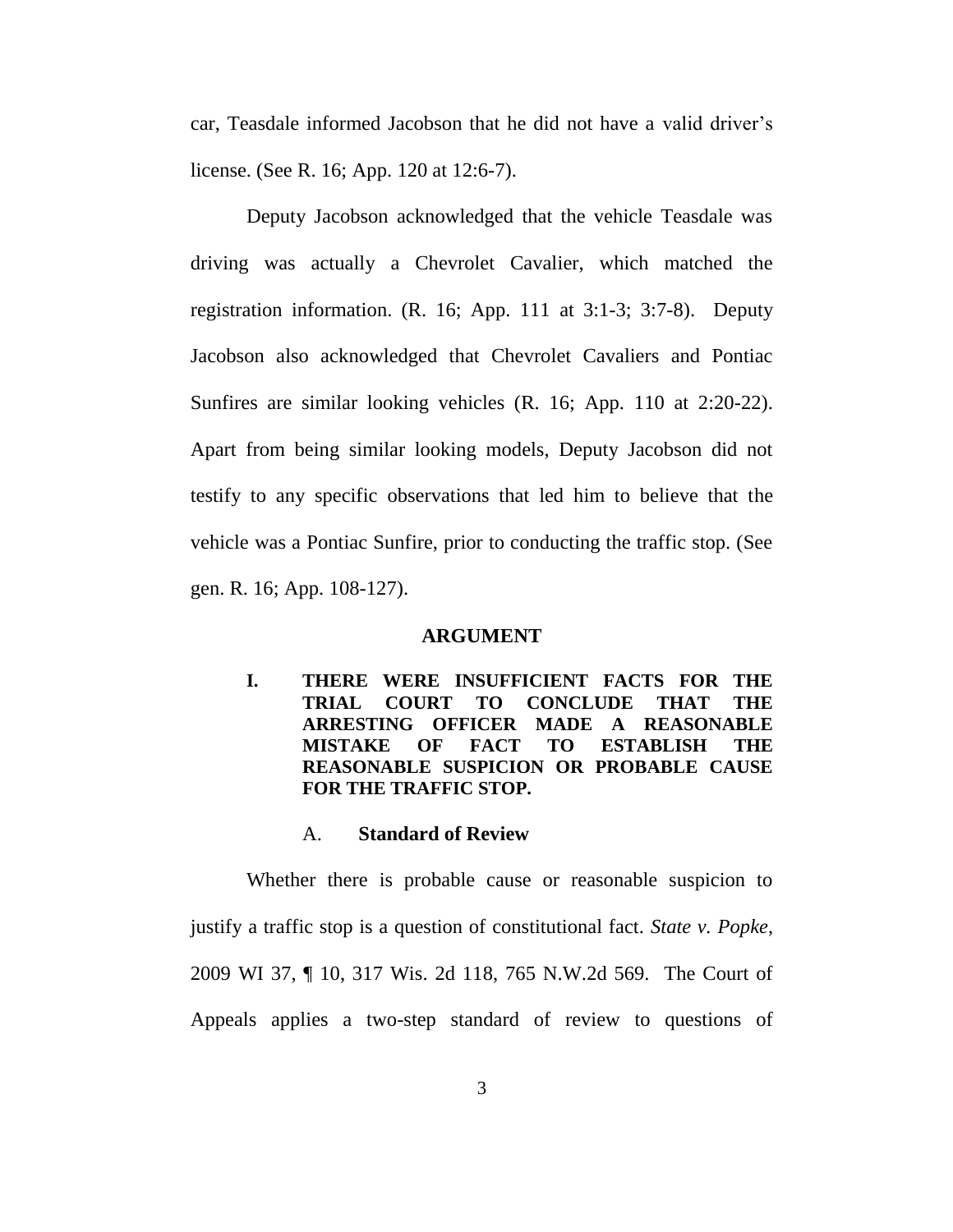car, Teasdale informed Jacobson that he did not have a valid driver's license. (See R. 16; App. 120 at 12:6-7).

Deputy Jacobson acknowledged that the vehicle Teasdale was driving was actually a Chevrolet Cavalier, which matched the registration information. (R. 16; App. 111 at 3:1-3; 3:7-8). Deputy Jacobson also acknowledged that Chevrolet Cavaliers and Pontiac Sunfires are similar looking vehicles (R. 16; App. 110 at 2:20-22). Apart from being similar looking models, Deputy Jacobson did not testify to any specific observations that led him to believe that the vehicle was a Pontiac Sunfire, prior to conducting the traffic stop. (See gen. R. 16; App. 108-127).

## ARGUMENT

### I. THERE WERE INSUFFICIENT FACTS FOR THE TRIAL COURT TO CONCLUDE THAT THE ARRESTING OFFICER MADE A REASONABLE MISTAKE OF FACT TO ESTABLISH THE REASONABLE SUSPICION OR PROBABLE CAUSE FOR THE TRAFFIC STOP.

#### A. Standard of Review

Whether there is probable cause or reasonable suspicion to justify a traffic stop is a question of constitutional fact. *State v. Popke*, 2009 WI 37, ¶ 10, 317 Wis. 2d 118, 765 N.W.2d 569. The Court of Appeals applies a two-step standard of review to questions of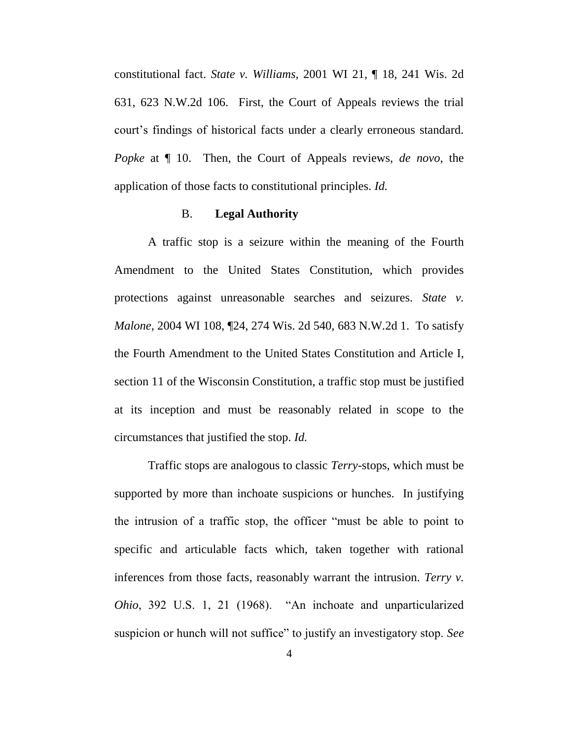constitutional fact. *State v. Williams*, 2001 WI 21, ¶ 18, 241 Wis. 2d 631, 623 N.W.2d 106. First, the Court of Appeals reviews the trial court's findings of historical facts under a clearly erroneous standard. *Popke* at ¶ 10. Then, the Court of Appeals reviews, *de novo*, the application of those facts to constitutional principles. *Id.*

### B. **Legal Authority**

A traffic stop is a seizure within the meaning of the Fourth Amendment to the United States Constitution, which provides protections against unreasonable searches and seizures. *State v. Malone*, 2004 WI 108, ¶24, 274 Wis. 2d 540, 683 N.W.2d 1. To satisfy the Fourth Amendment to the United States Constitution and Article I, section 11 of the Wisconsin Constitution, a traffic stop must be justified at its inception and must be reasonably related in scope to the circumstances that justified the stop. *Id.*

Traffic stops are analogous to classic *Terry*-stops, which must be supported by more than inchoate suspicions or hunches. In justifying the intrusion of a traffic stop, the officer "must be able to point to specific and articulable facts which, taken together with rational inferences from those facts, reasonably warrant the intrusion. *Terry v. Ohio*, 392 U.S. 1, 21 (1968). "An inchoate and unparticularized suspicion or hunch will not suffice" to justify an investigatory stop. *See*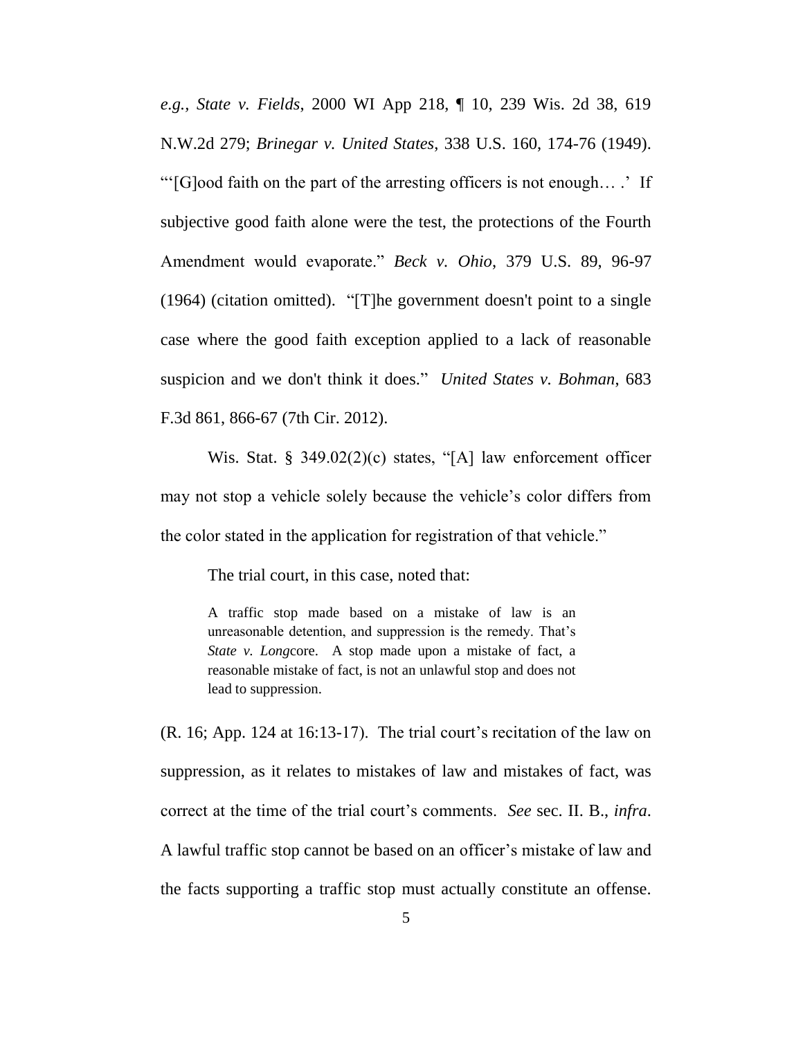*e.g.*, *State v. Fields*, 2000 WI App 218, ¶ 10, 239 Wis. 2d 38, 619 N.W.2d 279; *Brinegar v. United States*, 338 U.S. 160, 174-76 (1949). "'[G]ood faith on the part of the arresting officers is not enough… .' If subjective good faith alone were the test, the protections of the Fourth Amendment would evaporate." *Beck v. Ohio*, 379 U.S. 89, 96-97 (1964) (citation omitted). "[T]he government doesn't point to a single case where the good faith exception applied to a lack of reasonable suspicion and we don't think it does." *United States v. Bohman*, 683 F.3d 861, 866-67 (7th Cir. 2012).

Wis. Stat. § 349.02(2)(c) states, "[A] law enforcement officer may not stop a vehicle solely because the vehicle's color differs from the color stated in the application for registration of that vehicle."

The trial court, in this case, noted that:

> A traffic stop made based on a mistake of law is an unreasonable detention, and suppression is the remedy. That's *State v. Long*core. A stop made upon a mistake of fact, a reasonable mistake of fact, is not an unlawful stop and does not lead to suppression.

(R. 16; App. 124 at 16:13-17). The trial court's recitation of the law on suppression, as it relates to mistakes of law and mistakes of fact, was correct at the time of the trial court's comments. *See* sec. II. B., *infra*. A lawful traffic stop cannot be based on an officer's mistake of law and the facts supporting a traffic stop must actually constitute an offense.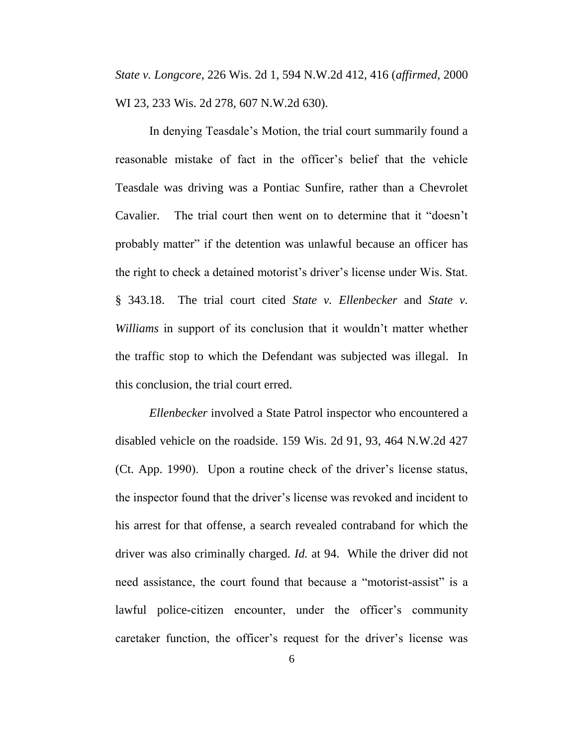*State v. Longcore*, 226 Wis. 2d 1, 594 N.W.2d 412, 416 (*affirmed*, 2000 WI 23, 233 Wis. 2d 278, 607 N.W.2d 630).

In denying Teasdale's Motion, the trial court summarily found a reasonable mistake of fact in the officer's belief that the vehicle Teasdale was driving was a Pontiac Sunfire, rather than a Chevrolet Cavalier. The trial court then went on to determine that it "doesn't probably matter" if the detention was unlawful because an officer has the right to check a detained motorist's driver's license under Wis. Stat. § 343.18. The trial court cited *State v. Ellenbecker* and *State v. Williams* in support of its conclusion that it wouldn't matter whether the traffic stop to which the Defendant was subjected was illegal. In this conclusion, the trial court erred.

*Ellenbecker* involved a State Patrol inspector who encountered a disabled vehicle on the roadside. 159 Wis. 2d 91, 93, 464 N.W.2d 427 (Ct. App. 1990). Upon a routine check of the driver's license status, the inspector found that the driver's license was revoked and incident to his arrest for that offense, a search revealed contraband for which the driver was also criminally charged. *Id.* at 94. While the driver did not need assistance, the court found that because a "motorist-assist" is a lawful police-citizen encounter, under the officer's community caretaker function, the officer's request for the driver's license was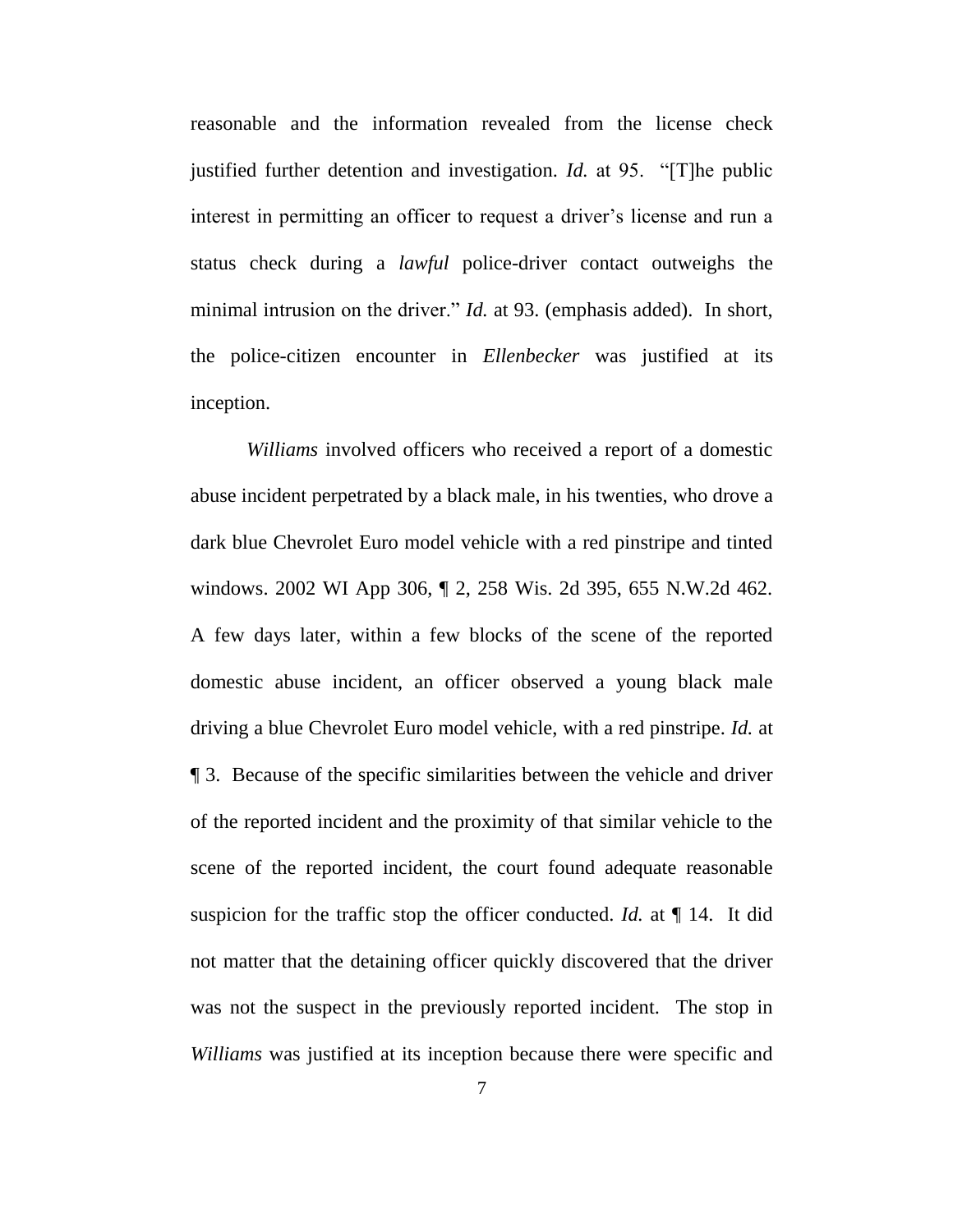reasonable and the information revealed from the license check justified further detention and investigation. *Id.* at 95. "[T]he public interest in permitting an officer to request a driver's license and run a status check during a *lawful* police-driver contact outweighs the minimal intrusion on the driver." *Id.* at 93. (emphasis added). In short, the police-citizen encounter in *Ellenbecker* was justified at its inception.

*Williams* involved officers who received a report of a domestic abuse incident perpetrated by a black male, in his twenties, who drove a dark blue Chevrolet Euro model vehicle with a red pinstripe and tinted windows. 2002 WI App 306, ¶ 2, 258 Wis. 2d 395, 655 N.W.2d 462. A few days later, within a few blocks of the scene of the reported domestic abuse incident, an officer observed a young black male driving a blue Chevrolet Euro model vehicle, with a red pinstripe. *Id.* at ¶ 3. Because of the specific similarities between the vehicle and driver of the reported incident and the proximity of that similar vehicle to the scene of the reported incident, the court found adequate reasonable suspicion for the traffic stop the officer conducted. *Id.* at ¶ 14. It did not matter that the detaining officer quickly discovered that the driver was not the suspect in the previously reported incident. The stop in *Williams* was justified at its inception because there were specific and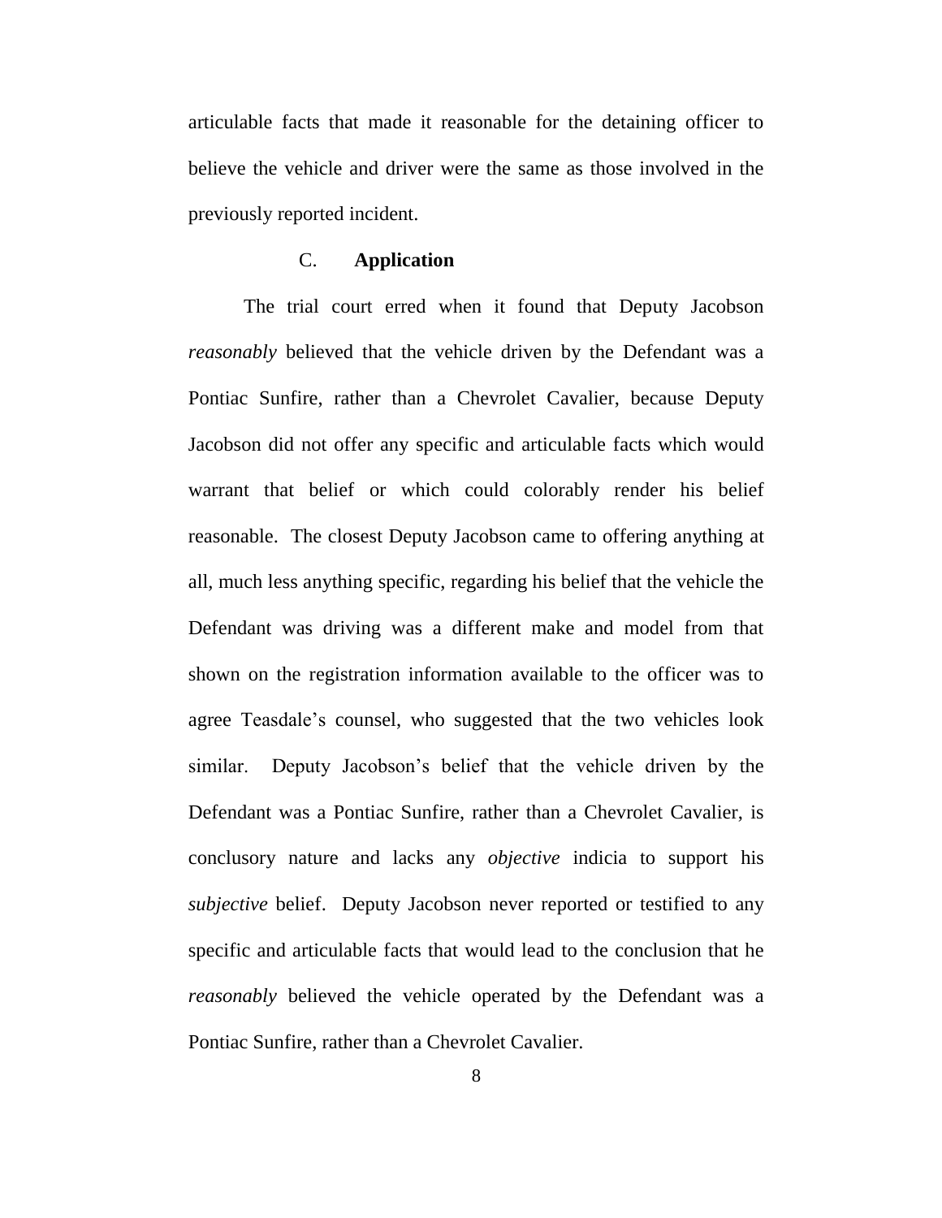articulable facts that made it reasonable for the detaining officer to believe the vehicle and driver were the same as those involved in the previously reported incident.

### C. **Application**

The trial court erred when it found that Deputy Jacobson *reasonably* believed that the vehicle driven by the Defendant was a Pontiac Sunfire, rather than a Chevrolet Cavalier, because Deputy Jacobson did not offer any specific and articulable facts which would warrant that belief or which could colorably render his belief reasonable. The closest Deputy Jacobson came to offering anything at all, much less anything specific, regarding his belief that the vehicle the Defendant was driving was a different make and model from that shown on the registration information available to the officer was to agree Teasdale's counsel, who suggested that the two vehicles look similar. Deputy Jacobson's belief that the vehicle driven by the Defendant was a Pontiac Sunfire, rather than a Chevrolet Cavalier, is conclusory nature and lacks any *objective* indicia to support his *subjective* belief. Deputy Jacobson never reported or testified to any specific and articulable facts that would lead to the conclusion that he *reasonably* believed the vehicle operated by the Defendant was a Pontiac Sunfire, rather than a Chevrolet Cavalier.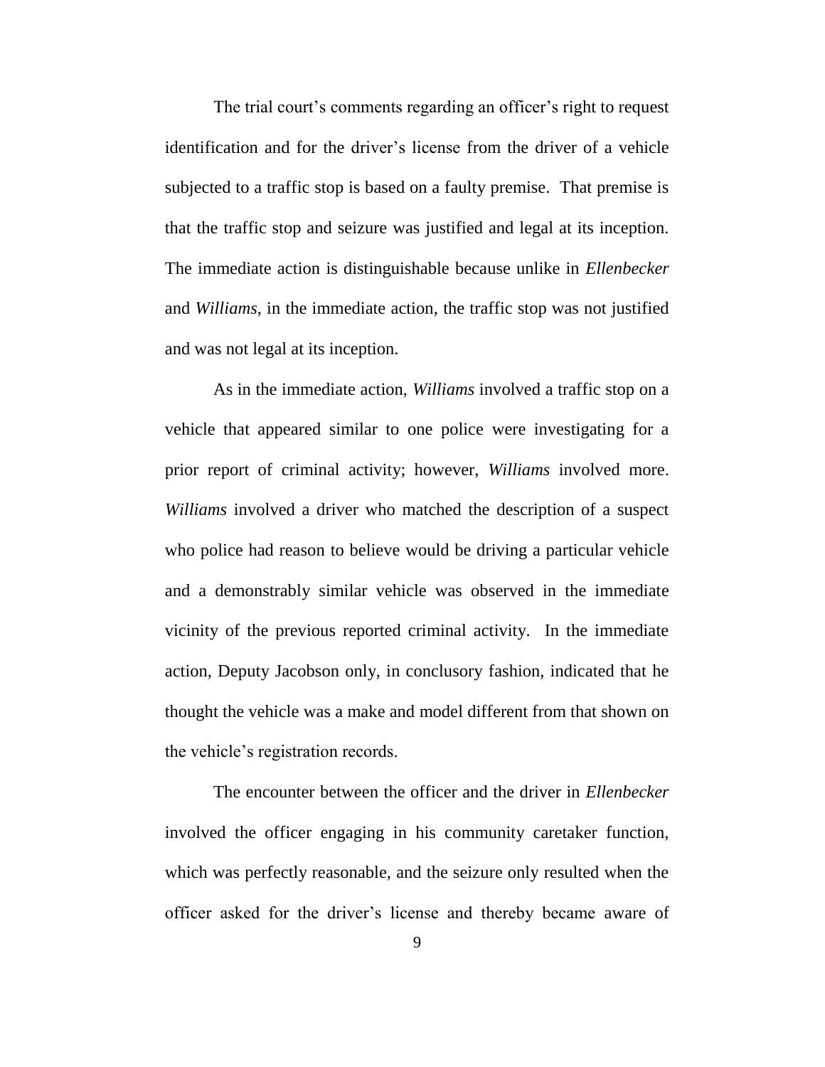The trial court's comments regarding an officer's right to request identification and for the driver's license from the driver of a vehicle subjected to a traffic stop is based on a faulty premise. That premise is that the traffic stop and seizure was justified and legal at its inception. The immediate action is distinguishable because unlike in *Ellenbecker* and *Williams*, in the immediate action, the traffic stop was not justified and was not legal at its inception.

As in the immediate action, *Williams* involved a traffic stop on a vehicle that appeared similar to one police were investigating for a prior report of criminal activity; however, *Williams* involved more. *Williams* involved a driver who matched the description of a suspect who police had reason to believe would be driving a particular vehicle and a demonstrably similar vehicle was observed in the immediate vicinity of the previous reported criminal activity. In the immediate action, Deputy Jacobson only, in conclusory fashion, indicated that he thought the vehicle was a make and model different from that shown on the vehicle's registration records.

The encounter between the officer and the driver in *Ellenbecker* involved the officer engaging in his community caretaker function, which was perfectly reasonable, and the seizure only resulted when the officer asked for the driver's license and thereby became aware of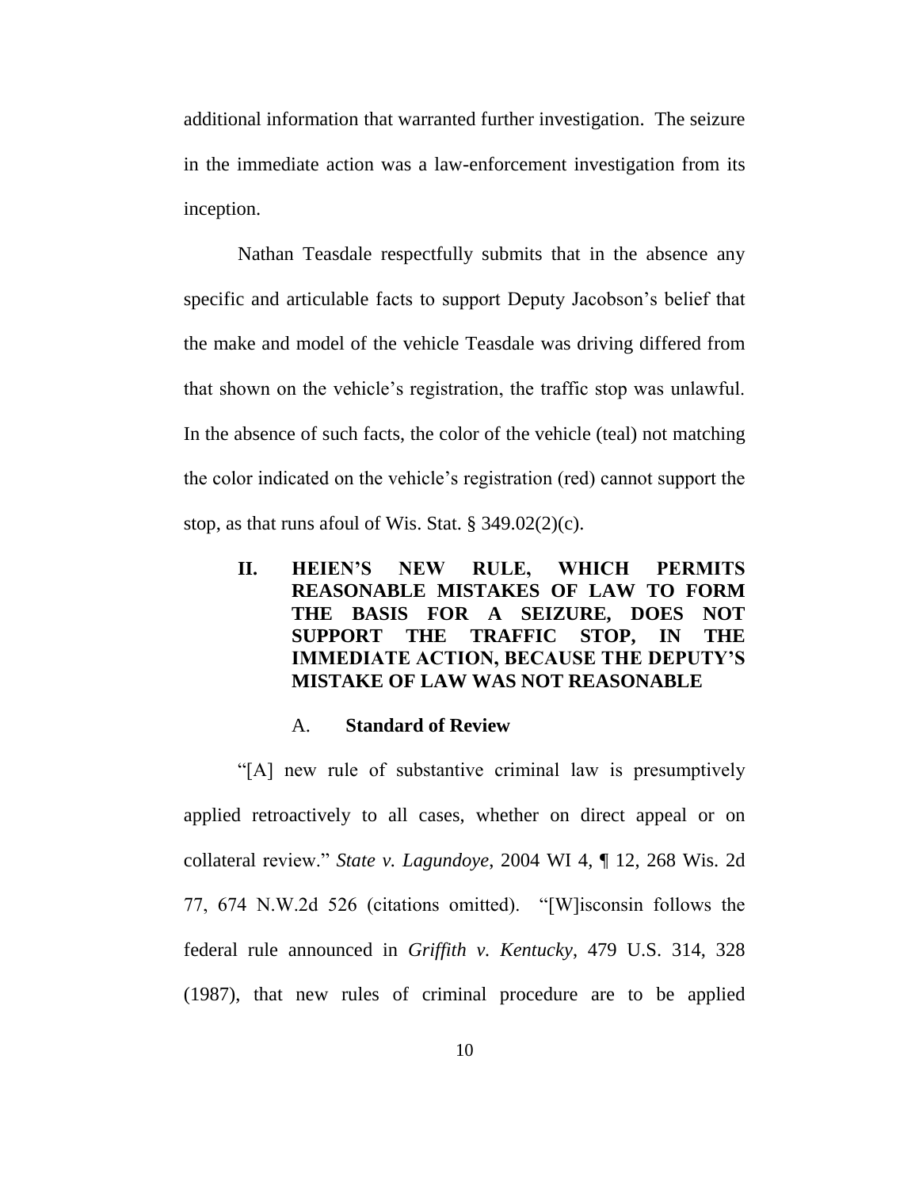additional information that warranted further investigation. The seizure in the immediate action was a law-enforcement investigation from its inception.

Nathan Teasdale respectfully submits that in the absence any specific and articulable facts to support Deputy Jacobson's belief that the make and model of the vehicle Teasdale was driving differed from that shown on the vehicle's registration, the traffic stop was unlawful. In the absence of such facts, the color of the vehicle (teal) not matching the color indicated on the vehicle's registration (red) cannot support the stop, as that runs afoul of Wis. Stat. § 349.02(2)(c).

## II. HEIEN'S NEW RULE, WHICH PERMITS REASONABLE MISTAKES OF LAW TO FORM THE BASIS FOR A SEIZURE, DOES NOT SUPPORT THE TRAFFIC STOP, IN THE IMMEDIATE ACTION, BECAUSE THE DEPUTY'S MISTAKE OF LAW WAS NOT REASONABLE

### A. Standard of Review

"[A] new rule of substantive criminal law is presumptively applied retroactively to all cases, whether on direct appeal or on collateral review." *State v. Lagundoye*, 2004 WI 4, ¶ 12, 268 Wis. 2d 77, 674 N.W.2d 526 (citations omitted). "[W]isconsin follows the federal rule announced in *Griffith v. Kentucky*, 479 U.S. 314, 328 (1987), that new rules of criminal procedure are to be applied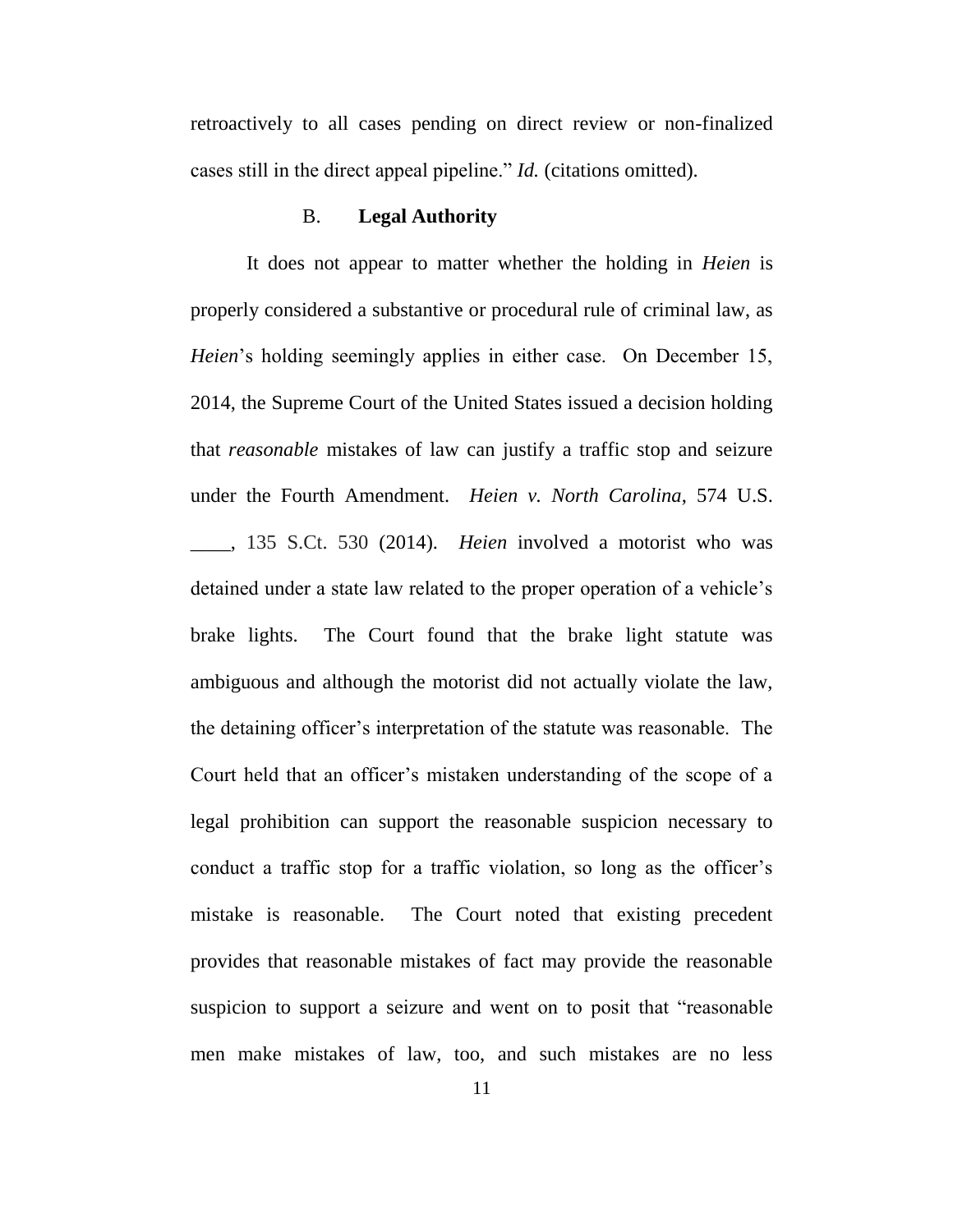retroactively to all cases pending on direct review or non-finalized cases still in the direct appeal pipeline." *Id.* (citations omitted).

### B. **Legal Authority**

It does not appear to matter whether the holding in *Heien* is properly considered a substantive or procedural rule of criminal law, as *Heien*'s holding seemingly applies in either case. On December 15, 2014, the Supreme Court of the United States issued a decision holding that *reasonable* mistakes of law can justify a traffic stop and seizure under the Fourth Amendment. *Heien v. North Carolina*, 574 U.S. ____, 135 S.Ct. 530 (2014). *Heien* involved a motorist who was detained under a state law related to the proper operation of a vehicle's brake lights. The Court found that the brake light statute was ambiguous and although the motorist did not actually violate the law, the detaining officer's interpretation of the statute was reasonable. The Court held that an officer's mistaken understanding of the scope of a legal prohibition can support the reasonable suspicion necessary to conduct a traffic stop for a traffic violation, so long as the officer's mistake is reasonable. The Court noted that existing precedent provides that reasonable mistakes of fact may provide the reasonable suspicion to support a seizure and went on to posit that "reasonable men make mistakes of law, too, and such mistakes are no less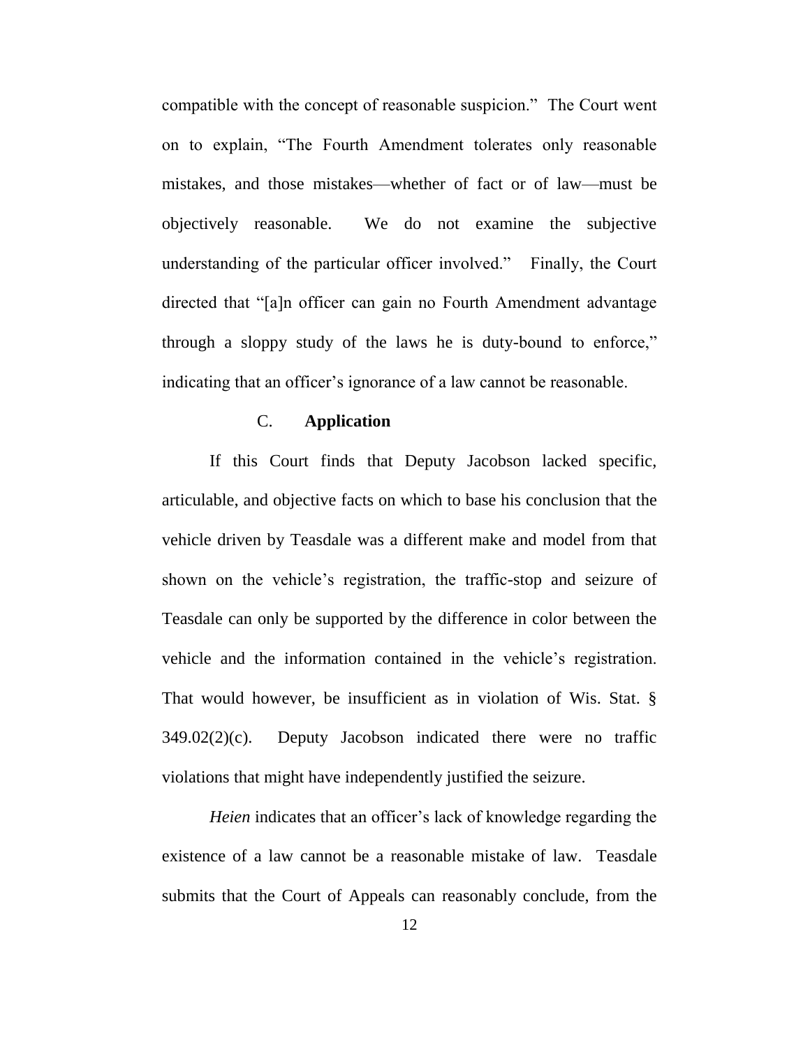compatible with the concept of reasonable suspicion." The Court went on to explain, "The Fourth Amendment tolerates only reasonable mistakes, and those mistakes—whether of fact or of law—must be objectively reasonable. We do not examine the subjective understanding of the particular officer involved." Finally, the Court directed that "[a]n officer can gain no Fourth Amendment advantage through a sloppy study of the laws he is duty-bound to enforce," indicating that an officer's ignorance of a law cannot be reasonable.

### C. **Application**

If this Court finds that Deputy Jacobson lacked specific, articulable, and objective facts on which to base his conclusion that the vehicle driven by Teasdale was a different make and model from that shown on the vehicle's registration, the traffic-stop and seizure of Teasdale can only be supported by the difference in color between the vehicle and the information contained in the vehicle's registration. That would however, be insufficient as in violation of Wis. Stat. § 349.02(2)(c). Deputy Jacobson indicated there were no traffic violations that might have independently justified the seizure.

*Heien* indicates that an officer's lack of knowledge regarding the existence of a law cannot be a reasonable mistake of law. Teasdale submits that the Court of Appeals can reasonably conclude, from the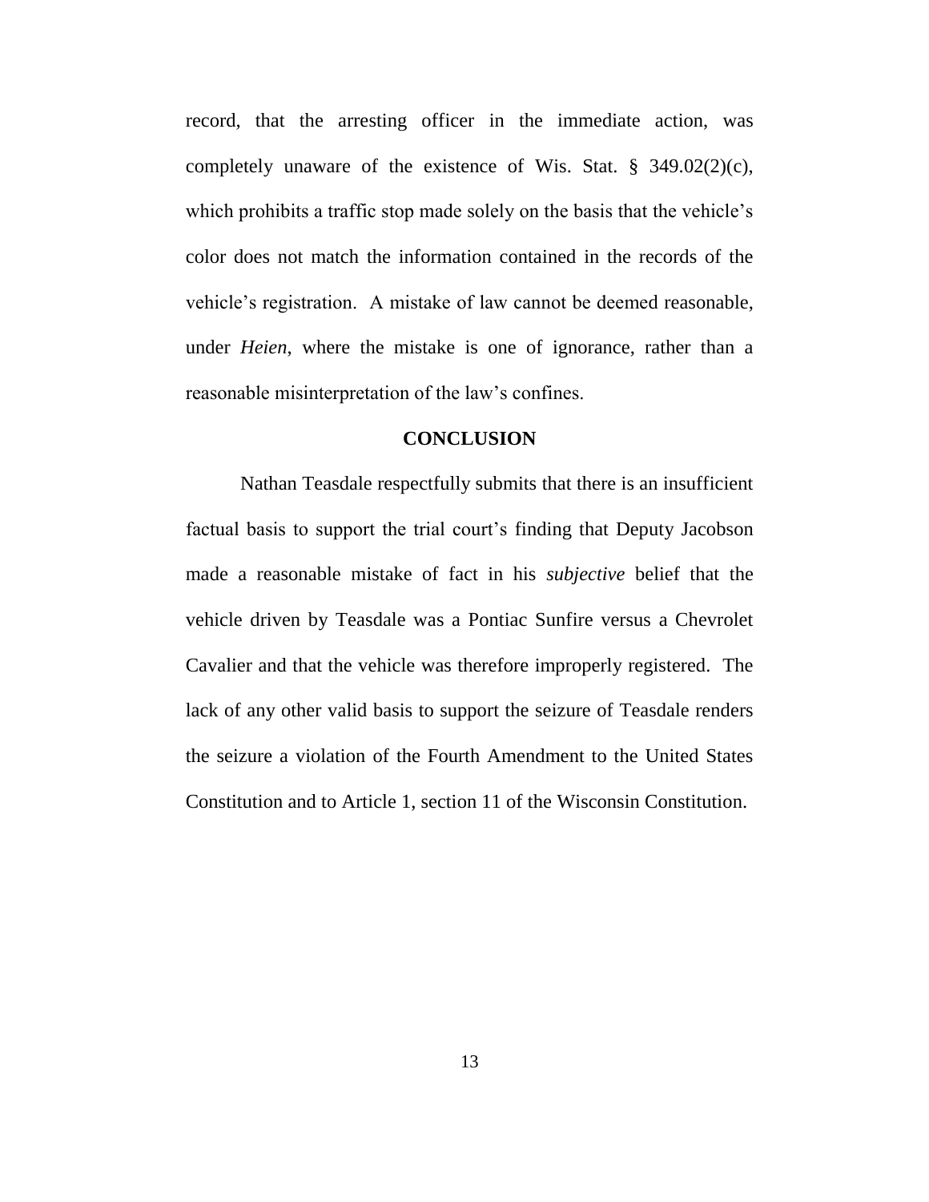record, that the arresting officer in the immediate action, was completely unaware of the existence of Wis. Stat. § 349.02(2)(c), which prohibits a traffic stop made solely on the basis that the vehicle's color does not match the information contained in the records of the vehicle's registration. A mistake of law cannot be deemed reasonable, under *Heien*, where the mistake is one of ignorance, rather than a reasonable misinterpretation of the law's confines.

## CONCLUSION

Nathan Teasdale respectfully submits that there is an insufficient factual basis to support the trial court's finding that Deputy Jacobson made a reasonable mistake of fact in his *subjective* belief that the vehicle driven by Teasdale was a Pontiac Sunfire versus a Chevrolet Cavalier and that the vehicle was therefore improperly registered. The lack of any other valid basis to support the seizure of Teasdale renders the seizure a violation of the Fourth Amendment to the United States Constitution and to Article 1, section 11 of the Wisconsin Constitution.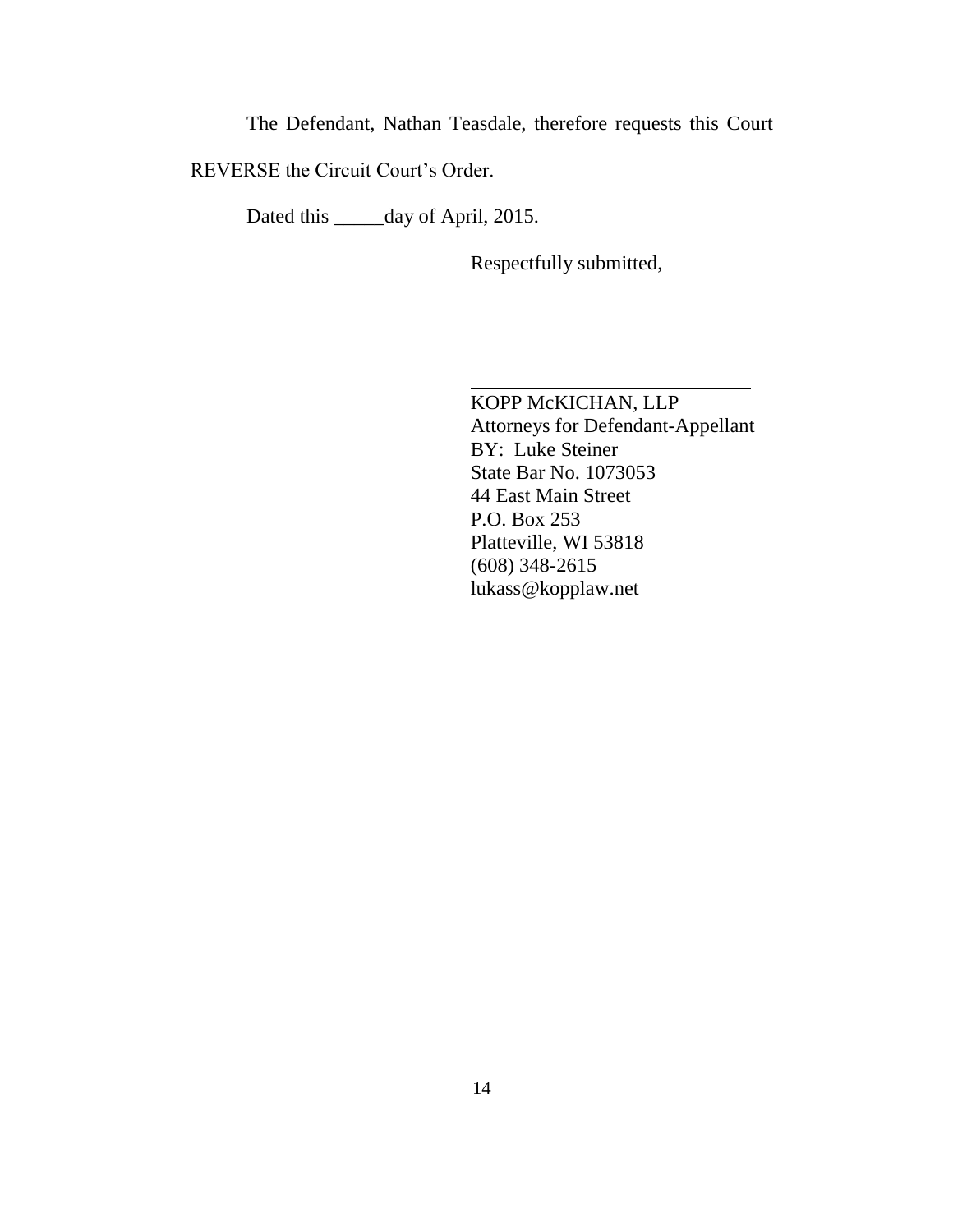The Defendant, Nathan Teasdale, therefore requests this Court REVERSE the Circuit Court's Order.

Dated this _____day of April, 2015.

Respectfully submitted,

\_\_\_\_\_\_\_\_\_\_\_\_\_\_\_\_\_\_\_\_\_\_\_\_\_\_\_\_\_\_

KOPP McKICHAN, LLP
Attorneys for Defendant-Appellant
BY: Luke Steiner
State Bar No. 1073053
44 East Main Street
P.O. Box 253
Platteville, WI 53818
(608) 348-2615
lukass@kopplaw.net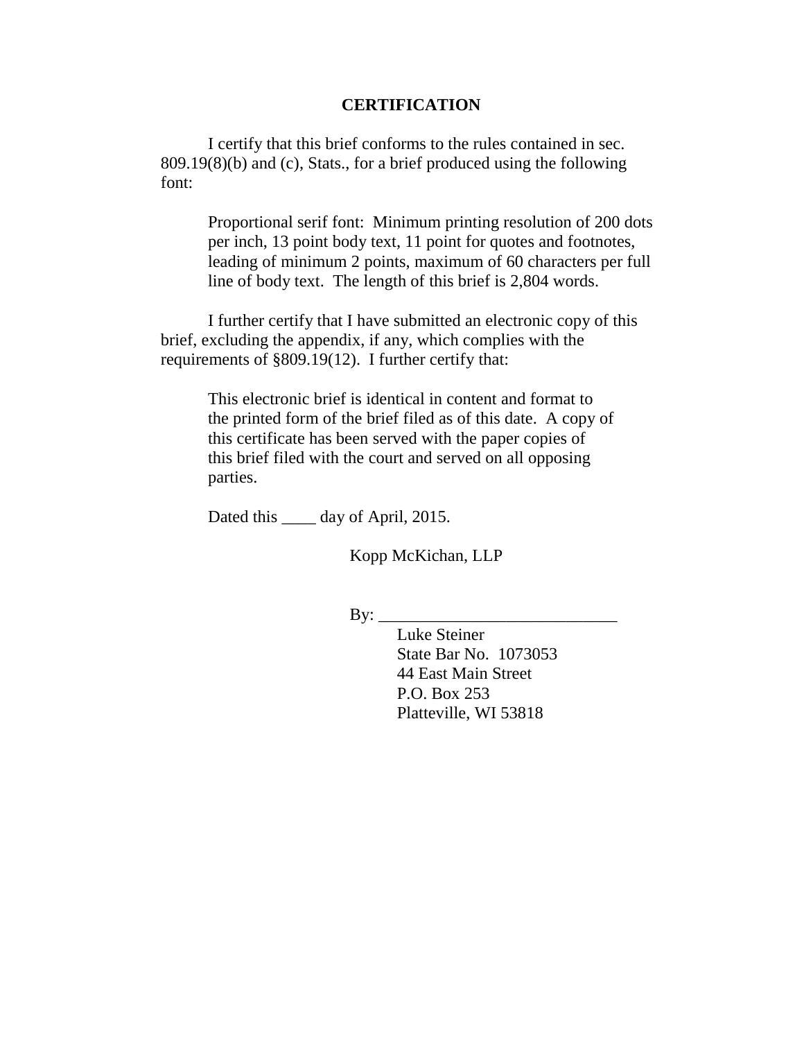**CERTIFICATION**

I certify that this brief conforms to the rules contained in sec. 809.19(8)(b) and (c), Stats., for a brief produced using the following font:

> Proportional serif font: Minimum printing resolution of 200 dots per inch, 13 point body text, 11 point for quotes and footnotes, leading of minimum 2 points, maximum of 60 characters per full line of body text. The length of this brief is 2,804 words.

I further certify that I have submitted an electronic copy of this brief, excluding the appendix, if any, which complies with the requirements of §809.19(12). I further certify that:

> This electronic brief is identical in content and format to the printed form of the brief filed as of this date. A copy of this certificate has been served with the paper copies of this brief filed with the court and served on all opposing parties.

Dated this ____ day of April, 2015.

Kopp McKichan, LLP

By: ____________________________

Luke Steiner
State Bar No. 1073053
44 East Main Street
P.O. Box 253
Platteville, WI 53818